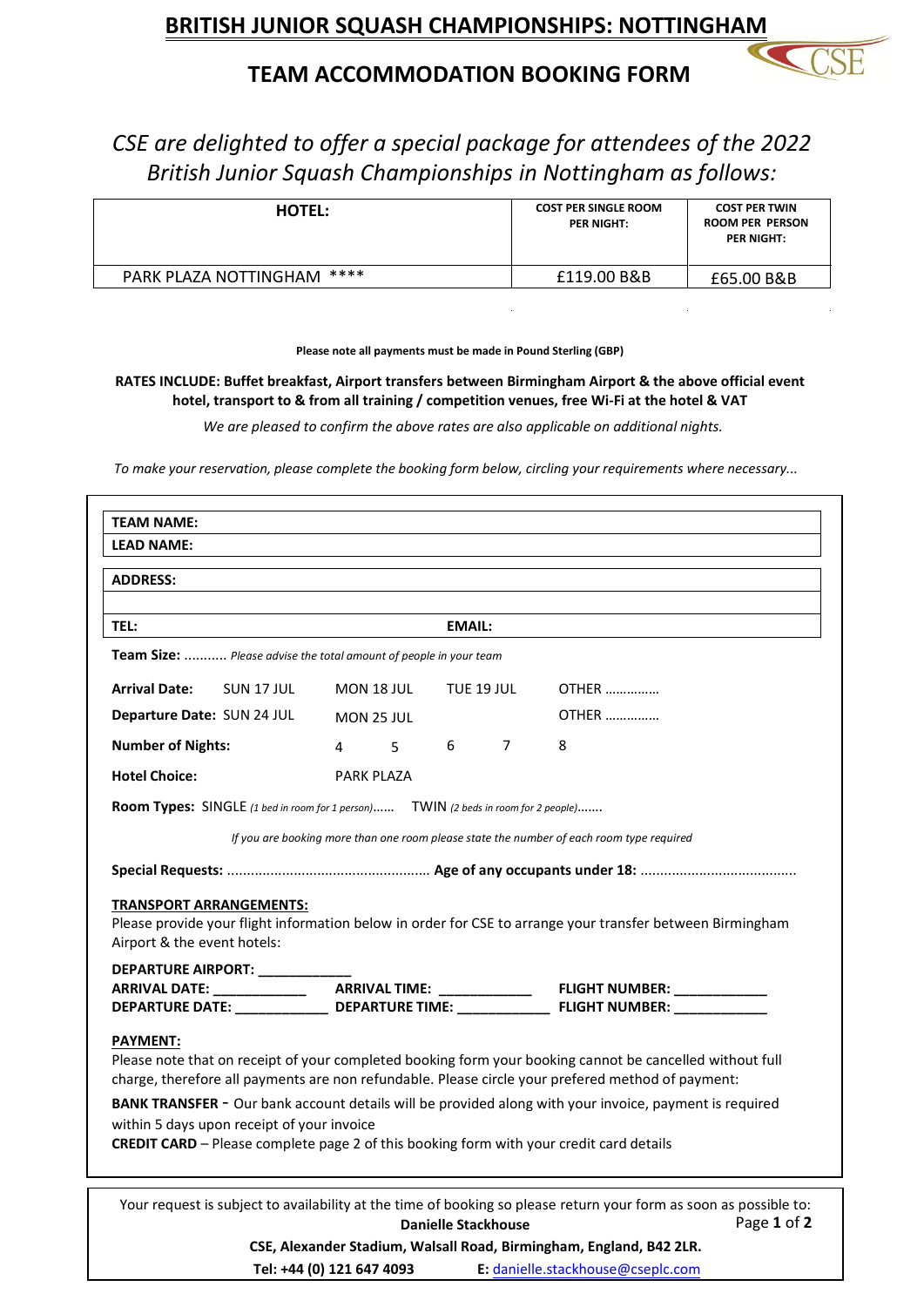# BRITISH JUNIOR SQUASH CHAMPIONSHIPS: NOTTINGHAM

## TEAM ACCOMMODATION BOOKING FORM

*CSE are delighted to offer a special package for attendees of the 2022 British Junior Squash Championships in Nottingham as follows:*

| HOTEL: | COST PER SINGLE ROOM PER NIGHT: | COST PER TWIN ROOM PER PERSON PER NIGHT: |
|---|---|---|
| PARK PLAZA NOTTINGHAM **** | £119.00 B&B | £65.00 B&B |

**Please note all payments must be made in Pound Sterling (GBP)**

**RATES INCLUDE: Buffet breakfast, Airport transfers between Birmingham Airport & the above official event hotel, transport to & from all training / competition venues, free Wi-Fi at the hotel & VAT**

*We are pleased to confirm the above rates are also applicable on additional nights.*

*To make your reservation, please complete the booking form below, circling your requirements where necessary...*

**TEAM NAME:**

**LEAD NAME:**

**ADDRESS:**

**TEL:** **EMAIL:**

**Team Size:** ........... *Please advise the total amount of people in your team*

**Arrival Date:** SUN 17 JUL MON 18 JUL TUE 19 JUL OTHER ...............

**Departure Date:** SUN 24 JUL MON 25 JUL OTHER ...............

**Number of Nights:** 4 5 6 7 8

**Hotel Choice:** PARK PLAZA

**Room Types:** SINGLE *(1 bed in room for 1 person)*...... TWIN *(2 beds in room for 2 people)*.......

*If you are booking more than one room please state the number of each room type required*

**Special Requests:** .................................................... **Age of any occupants under 18:** ........................................

**TRANSPORT ARRANGEMENTS:**

Please provide your flight information below in order for CSE to arrange your transfer between Birmingham Airport & the event hotels:

**DEPARTURE AIRPORT:** ____________

**ARRIVAL DATE:** ____________ **ARRIVAL TIME:** ____________ **FLIGHT NUMBER:** ____________

**DEPARTURE DATE:** ____________ **DEPARTURE TIME:** ____________ **FLIGHT NUMBER:** ____________

**PAYMENT:**

Please note that on receipt of your completed booking form your booking cannot be cancelled without full charge, therefore all payments are non refundable. Please circle your prefered method of payment:

**BANK TRANSFER** - Our bank account details will be provided along with your invoice, payment is required within 5 days upon receipt of your invoice

**CREDIT CARD** – Please complete page 2 of this booking form with your credit card details

Your request is subject to availability at the time of booking so please return your form as soon as possible to:

**Danielle Stackhouse**

**CSE, Alexander Stadium, Walsall Road, Birmingham, England, B42 2LR.**

**Tel: +44 (0) 121 647 4093** **E:** danielle.stackhouse@cseplc.com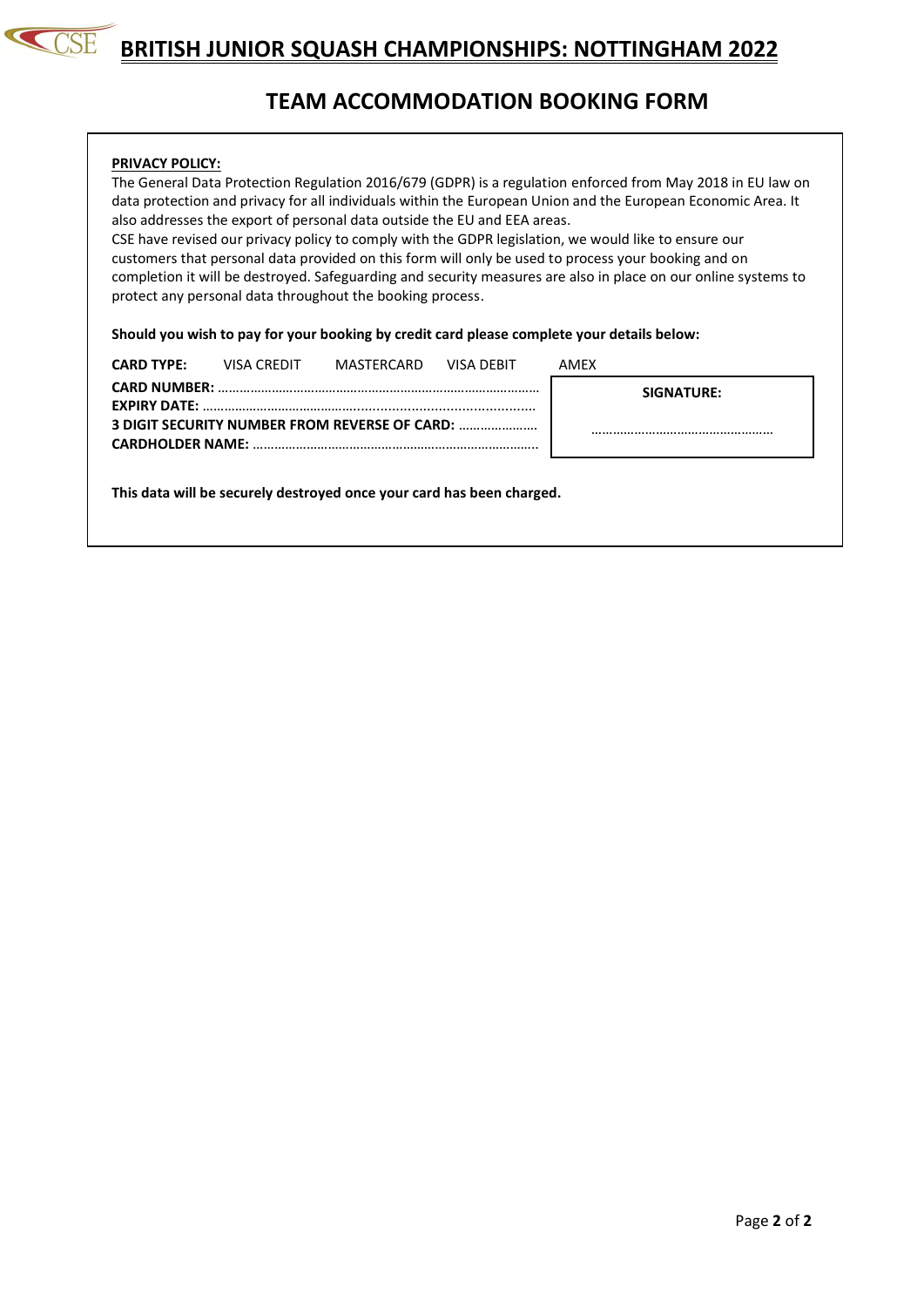# BRITISH JUNIOR SQUASH CHAMPIONSHIPS: NOTTINGHAM 2022

## TEAM ACCOMMODATION BOOKING FORM

**PRIVACY POLICY:**

The General Data Protection Regulation 2016/679 (GDPR) is a regulation enforced from May 2018 in EU law on data protection and privacy for all individuals within the European Union and the European Economic Area. It also addresses the export of personal data outside the EU and EEA areas.

CSE have revised our privacy policy to comply with the GDPR legislation, we would like to ensure our customers that personal data provided on this form will only be used to process your booking and on completion it will be destroyed. Safeguarding and security measures are also in place on our online systems to protect any personal data throughout the booking process.

**Should you wish to pay for your booking by credit card please complete your details below:**

**CARD TYPE:** VISA CREDIT MASTERCARD VISA DEBIT AMEX

**CARD NUMBER:** ……………………………………………………………………………

**EXPIRY DATE:** ……………………………………………………………………………

**3 DIGIT SECURITY NUMBER FROM REVERSE OF CARD:** …………………

**CARDHOLDER NAME:** ……………………………………………………………………

**SIGNATURE:**

……………………………………………

**This data will be securely destroyed once your card has been charged.**